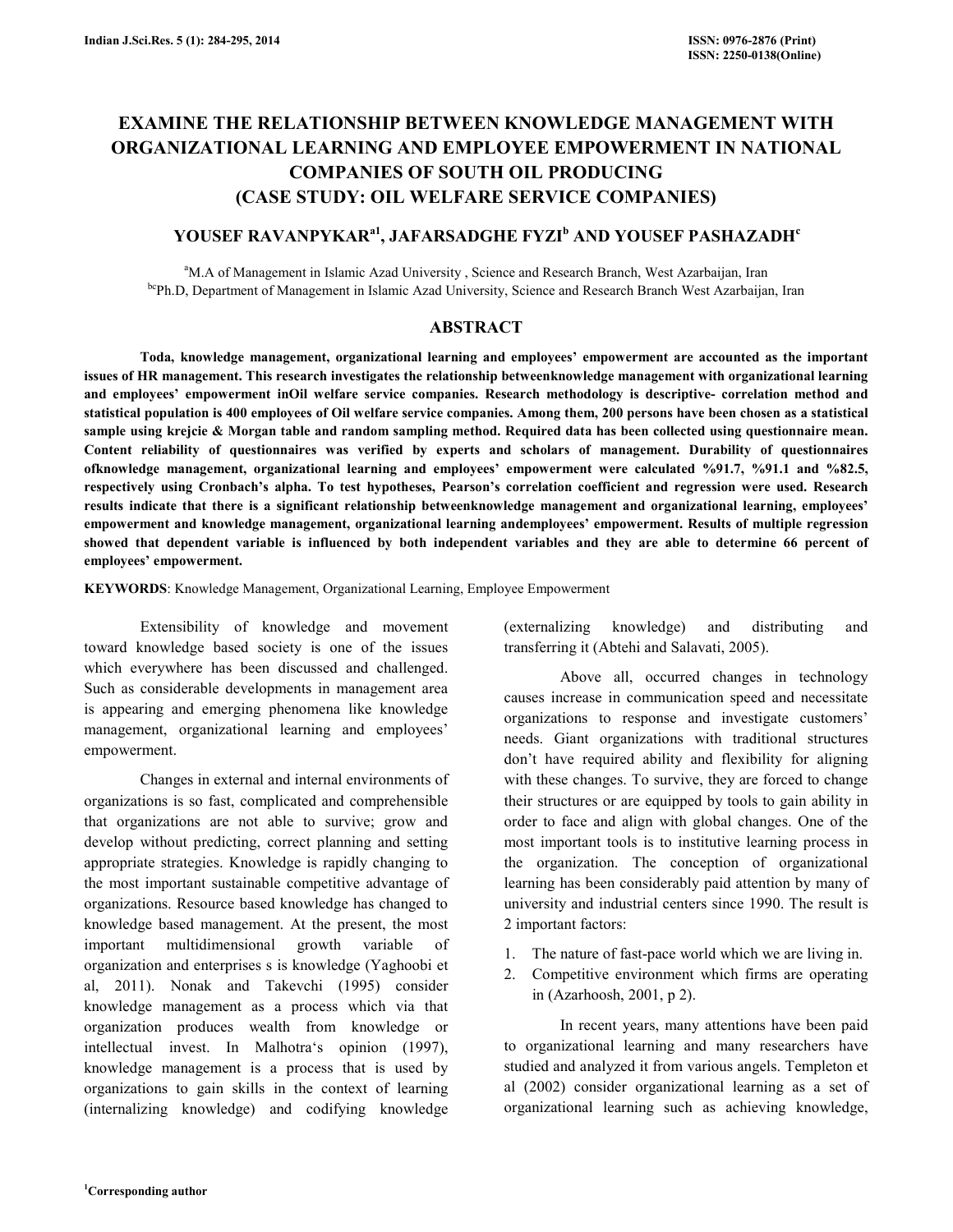# EXAMINE THE RELATIONSHIP BETWEEN KNOWLEDGE MANAGEMENT WITH ORGANIZATIONAL LEARNING AND EMPLOYEE EMPOWERMENT IN NATIONAL COMPANIES OF SOUTH OIL PRODUCING (CASE STUDY: OIL WELFARE SERVICE COMPANIES)

**YOUSEF RAVANPYKAR[a1], JAFARSADGHE FYZI[b] AND YOUSEF PASHAZADH[c]**

[a]M.A of Management in Islamic Azad University , Science and Research Branch, West Azarbaijan, Iran
[bc]Ph.D, Department of Management in Islamic Azad University, Science and Research Branch West Azarbaijan, Iran

## ABSTRACT

**Toda, knowledge management, organizational learning and employees' empowerment are accounted as the important issues of HR management. This research investigates the relationship betweenknowledge management with organizational learning and employees' empowerment inOil welfare service companies. Research methodology is descriptive- correlation method and statistical population is 400 employees of Oil welfare service companies. Among them, 200 persons have been chosen as a statistical sample using krejcie & Morgan table and random sampling method. Required data has been collected using questionnaire mean. Content reliability of questionnaires was verified by experts and scholars of management. Durability of questionnaires ofknowledge management, organizational learning and employees' empowerment were calculated %91.7, %91.1 and %82.5, respectively using Cronbach's alpha. To test hypotheses, Pearson's correlation coefficient and regression were used. Research results indicate that there is a significant relationship betweenknowledge management and organizational learning, employees' empowerment and knowledge management, organizational learning andemployees' empowerment. Results of multiple regression showed that dependent variable is influenced by both independent variables and they are able to determine 66 percent of employees' empowerment.**

**KEYWORDS**: Knowledge Management, Organizational Learning, Employee Empowerment

Extensibility of knowledge and movement toward knowledge based society is one of the issues which everywhere has been discussed and challenged. Such as considerable developments in management area is appearing and emerging phenomena like knowledge management, organizational learning and employees' empowerment.

Changes in external and internal environments of organizations is so fast, complicated and comprehensible that organizations are not able to survive; grow and develop without predicting, correct planning and setting appropriate strategies. Knowledge is rapidly changing to the most important sustainable competitive advantage of organizations. Resource based knowledge has changed to knowledge based management. At the present, the most important multidimensional growth variable of organization and enterprises s is knowledge (Yaghoobi et al, 2011). Nonak and Takevchi (1995) consider knowledge management as a process which via that organization produces wealth from knowledge or intellectual invest. In Malhotra's opinion (1997), knowledge management is a process that is used by organizations to gain skills in the context of learning (internalizing knowledge) and codifying knowledge (externalizing knowledge) and distributing and transferring it (Abtehi and Salavati, 2005).

Above all, occurred changes in technology causes increase in communication speed and necessitate organizations to response and investigate customers' needs. Giant organizations with traditional structures don't have required ability and flexibility for aligning with these changes. To survive, they are forced to change their structures or are equipped by tools to gain ability in order to face and align with global changes. One of the most important tools is to institutive learning process in the organization. The conception of organizational learning has been considerably paid attention by many of university and industrial centers since 1990. The result is 2 important factors:

1. The nature of fast-pace world which we are living in.
2. Competitive environment which firms are operating in (Azarhoosh, 2001, p 2).

In recent years, many attentions have been paid to organizational learning and many researchers have studied and analyzed it from various angels. Templeton et al (2002) consider organizational learning as a set of organizational learning such as achieving knowledge,

[1]Corresponding author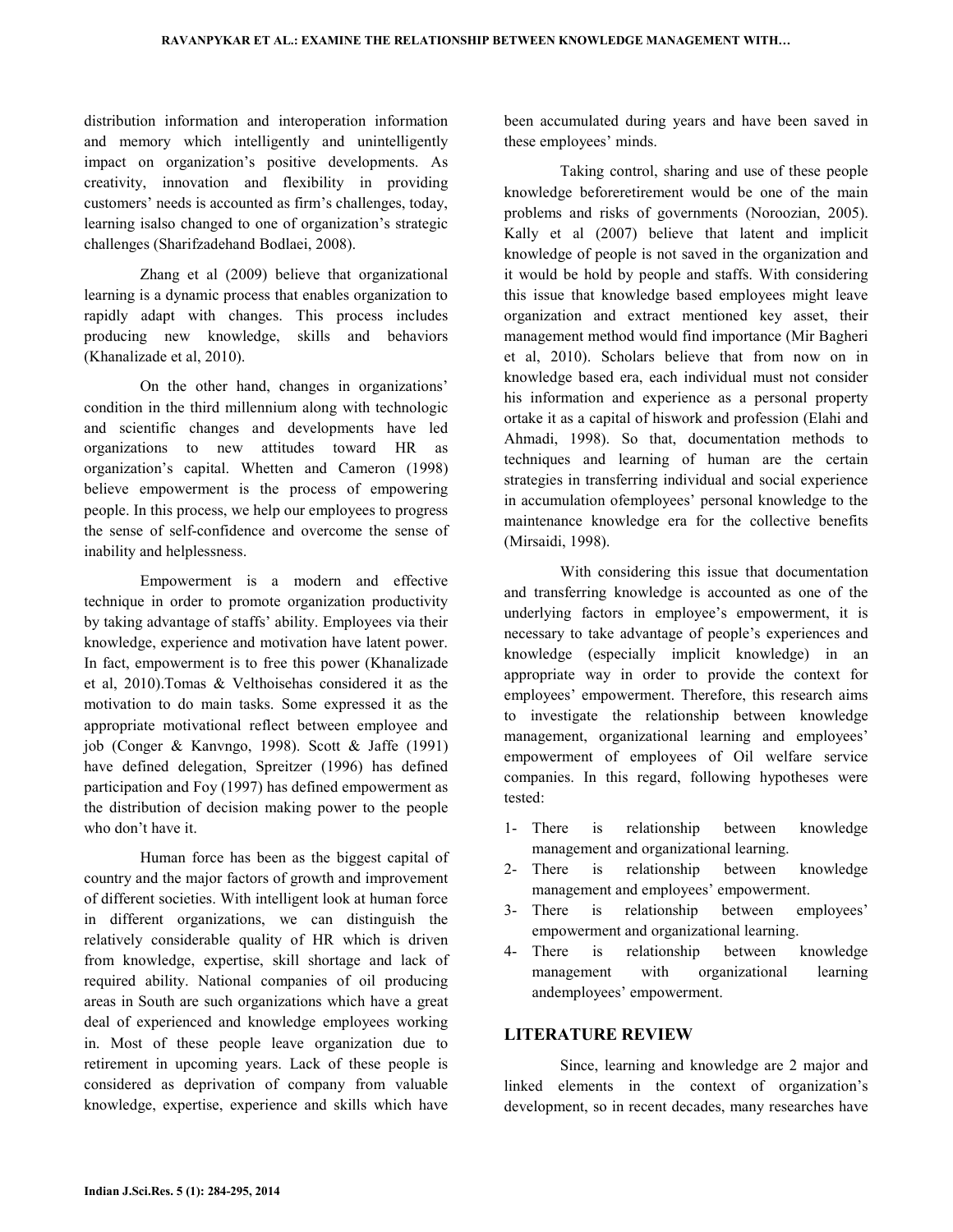distribution information and interoperation information and memory which intelligently and unintelligently impact on organization's positive developments. As creativity, innovation and flexibility in providing customers' needs is accounted as firm's challenges, today, learning isalso changed to one of organization's strategic challenges (Sharifzadehand Bodlaei, 2008).

Zhang et al (2009) believe that organizational learning is a dynamic process that enables organization to rapidly adapt with changes. This process includes producing new knowledge, skills and behaviors (Khanalizade et al, 2010).

On the other hand, changes in organizations' condition in the third millennium along with technologic and scientific changes and developments have led organizations to new attitudes toward HR as organization's capital. Whetten and Cameron (1998) believe empowerment is the process of empowering people. In this process, we help our employees to progress the sense of self-confidence and overcome the sense of inability and helplessness.

Empowerment is a modern and effective technique in order to promote organization productivity by taking advantage of staffs' ability. Employees via their knowledge, experience and motivation have latent power. In fact, empowerment is to free this power (Khanalizade et al, 2010).Tomas & Velthoisehas considered it as the motivation to do main tasks. Some expressed it as the appropriate motivational reflect between employee and job (Conger & Kanvngo, 1998). Scott & Jaffe (1991) have defined delegation, Spreitzer (1996) has defined participation and Foy (1997) has defined empowerment as the distribution of decision making power to the people who don't have it.

Human force has been as the biggest capital of country and the major factors of growth and improvement of different societies. With intelligent look at human force in different organizations, we can distinguish the relatively considerable quality of HR which is driven from knowledge, expertise, skill shortage and lack of required ability. National companies of oil producing areas in South are such organizations which have a great deal of experienced and knowledge employees working in. Most of these people leave organization due to retirement in upcoming years. Lack of these people is considered as deprivation of company from valuable knowledge, expertise, experience and skills which have been accumulated during years and have been saved in these employees' minds.

Taking control, sharing and use of these people knowledge beforeretirement would be one of the main problems and risks of governments (Noroozian, 2005). Kally et al (2007) believe that latent and implicit knowledge of people is not saved in the organization and it would be hold by people and staffs. With considering this issue that knowledge based employees might leave organization and extract mentioned key asset, their management method would find importance (Mir Bagheri et al, 2010). Scholars believe that from now on in knowledge based era, each individual must not consider his information and experience as a personal property ortake it as a capital of hiswork and profession (Elahi and Ahmadi, 1998). So that, documentation methods to techniques and learning of human are the certain strategies in transferring individual and social experience in accumulation ofemployees' personal knowledge to the maintenance knowledge era for the collective benefits (Mirsaidi, 1998).

With considering this issue that documentation and transferring knowledge is accounted as one of the underlying factors in employee's empowerment, it is necessary to take advantage of people's experiences and knowledge (especially implicit knowledge) in an appropriate way in order to provide the context for employees' empowerment. Therefore, this research aims to investigate the relationship between knowledge management, organizational learning and employees' empowerment of employees of Oil welfare service companies. In this regard, following hypotheses were tested:

1- There is relationship between knowledge management and organizational learning.
2- There is relationship between knowledge management and employees' empowerment.
3- There is relationship between employees' empowerment and organizational learning.
4- There is relationship between knowledge management with organizational learning andemployees' empowerment.

## LITERATURE REVIEW

Since, learning and knowledge are 2 major and linked elements in the context of organization's development, so in recent decades, many researches have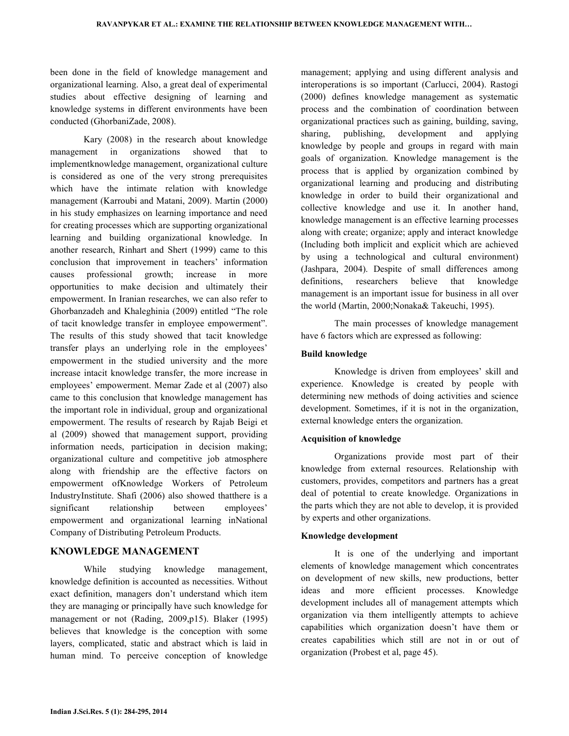been done in the field of knowledge management and organizational learning. Also, a great deal of experimental studies about effective designing of learning and knowledge systems in different environments have been conducted (GhorbaniZade, 2008).

Kary (2008) in the research about knowledge management in organizations showed that to implementknowledge management, organizational culture is considered as one of the very strong prerequisites which have the intimate relation with knowledge management (Karroubi and Matani, 2009). Martin (2000) in his study emphasizes on learning importance and need for creating processes which are supporting organizational learning and building organizational knowledge. In another research, Rinhart and Shert (1999) came to this conclusion that improvement in teachers' information causes professional growth; increase in more opportunities to make decision and ultimately their empowerment. In Iranian researches, we can also refer to Ghorbanzadeh and Khaleghinia (2009) entitled "The role of tacit knowledge transfer in employee empowerment". The results of this study showed that tacit knowledge transfer plays an underlying role in the employees' empowerment in the studied university and the more increase intacit knowledge transfer, the more increase in employees' empowerment. Memar Zade et al (2007) also came to this conclusion that knowledge management has the important role in individual, group and organizational empowerment. The results of research by Rajab Beigi et al (2009) showed that management support, providing information needs, participation in decision making; organizational culture and competitive job atmosphere along with friendship are the effective factors on empowerment ofKnowledge Workers of Petroleum IndustryInstitute. Shafi (2006) also showed thatthere is a significant relationship between employees' empowerment and organizational learning inNational Company of Distributing Petroleum Products.

## KNOWLEDGE MANAGEMENT

While studying knowledge management, knowledge definition is accounted as necessities. Without exact definition, managers don't understand which item they are managing or principally have such knowledge for management or not (Rading, 2009,p15). Blaker (1995) believes that knowledge is the conception with some layers, complicated, static and abstract which is laid in human mind. To perceive conception of knowledge management; applying and using different analysis and interoperations is so important (Carlucci, 2004). Rastogi (2000) defines knowledge management as systematic process and the combination of coordination between organizational practices such as gaining, building, saving, sharing, publishing, development and applying knowledge by people and groups in regard with main goals of organization. Knowledge management is the process that is applied by organization combined by organizational learning and producing and distributing knowledge in order to build their organizational and collective knowledge and use it. In another hand, knowledge management is an effective learning processes along with create; organize; apply and interact knowledge (Including both implicit and explicit which are achieved by using a technological and cultural environment) (Jashpara, 2004). Despite of small differences among definitions, researchers believe that knowledge management is an important issue for business in all over the world (Martin, 2000;Nonaka& Takeuchi, 1995).

The main processes of knowledge management have 6 factors which are expressed as following:

**Build knowledge**

Knowledge is driven from employees' skill and experience. Knowledge is created by people with determining new methods of doing activities and science development. Sometimes, if it is not in the organization, external knowledge enters the organization.

**Acquisition of knowledge**

Organizations provide most part of their knowledge from external resources. Relationship with customers, provides, competitors and partners has a great deal of potential to create knowledge. Organizations in the parts which they are not able to develop, it is provided by experts and other organizations.

**Knowledge development**

It is one of the underlying and important elements of knowledge management which concentrates on development of new skills, new productions, better ideas and more efficient processes. Knowledge development includes all of management attempts which organization via them intelligently attempts to achieve capabilities which organization doesn't have them or creates capabilities which still are not in or out of organization (Probest et al, page 45).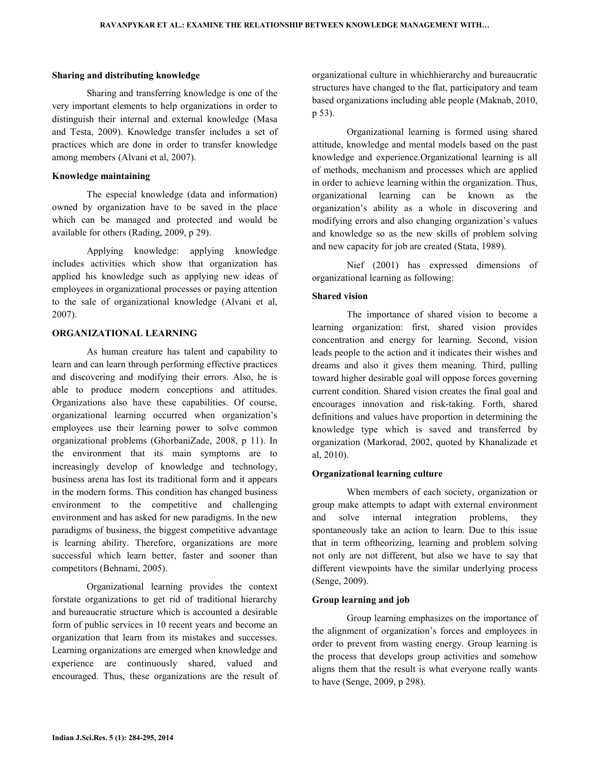#### Sharing and distributing knowledge

Sharing and transferring knowledge is one of the very important elements to help organizations in order to distinguish their internal and external knowledge (Masa and Testa, 2009). Knowledge transfer includes a set of practices which are done in order to transfer knowledge among members (Alvani et al, 2007).

#### Knowledge maintaining

The especial knowledge (data and information) owned by organization have to be saved in the place which can be managed and protected and would be available for others (Rading, 2009, p 29).

Applying knowledge: applying knowledge includes activities which show that organization has applied his knowledge such as applying new ideas of employees in organizational processes or paying attention to the sale of organizational knowledge (Alvani et al, 2007).

## ORGANIZATIONAL LEARNING

As human creature has talent and capability to learn and can learn through performing effective practices and discovering and modifying their errors. Also, he is able to produce modern conceptions and attitudes. Organizations also have these capabilities. Of course, organizational learning occurred when organization's employees use their learning power to solve common organizational problems (GhorbaniZade, 2008, p 11). In the environment that its main symptoms are to increasingly develop of knowledge and technology, business arena has lost its traditional form and it appears in the modern forms. This condition has changed business environment to the competitive and challenging environment and has asked for new paradigms. In the new paradigms of business, the biggest competitive advantage is learning ability. Therefore, organizations are more successful which learn better, faster and sooner than competitors (Behnami, 2005).

Organizational learning provides the context forstate organizations to get rid of traditional hierarchy and bureaucratic structure which is accounted a desirable form of public services in 10 recent years and become an organization that learn from its mistakes and successes. Learning organizations are emerged when knowledge and experience are continuously shared, valued and encouraged. Thus, these organizations are the result of organizational culture in whichhierarchy and bureaucratic structures have changed to the flat, participatory and team based organizations including able people (Maknab, 2010, p 53).

Organizational learning is formed using shared attitude, knowledge and mental models based on the past knowledge and experience.Organizational learning is all of methods, mechanism and processes which are applied in order to achieve learning within the organization. Thus, organizational learning can be known as the organization's ability as a whole in discovering and modifying errors and also changing organization's values and knowledge so as the new skills of problem solving and new capacity for job are created (Stata, 1989).

Nief (2001) has expressed dimensions of organizational learning as following:

#### Shared vision

The importance of shared vision to become a learning organization: first, shared vision provides concentration and energy for learning. Second, vision leads people to the action and it indicates their wishes and dreams and also it gives them meaning. Third, pulling toward higher desirable goal will oppose forces governing current condition. Shared vision creates the final goal and encourages innovation and risk-taking. Forth, shared definitions and values have proportion in determining the knowledge type which is saved and transferred by organization (Markorad, 2002, quoted by Khanalizade et al, 2010).

#### Organizational learning culture

When members of each society, organization or group make attempts to adapt with external environment and solve internal integration problems, they spontaneously take an action to learn. Due to this issue that in term oftheorizing, learning and problem solving not only are not different, but also we have to say that different viewpoints have the similar underlying process (Senge, 2009).

#### Group learning and job

Group learning emphasizes on the importance of the alignment of organization's forces and employees in order to prevent from wasting energy. Group learning is the process that develops group activities and somehow aligns them that the result is what everyone really wants to have (Senge, 2009, p 298).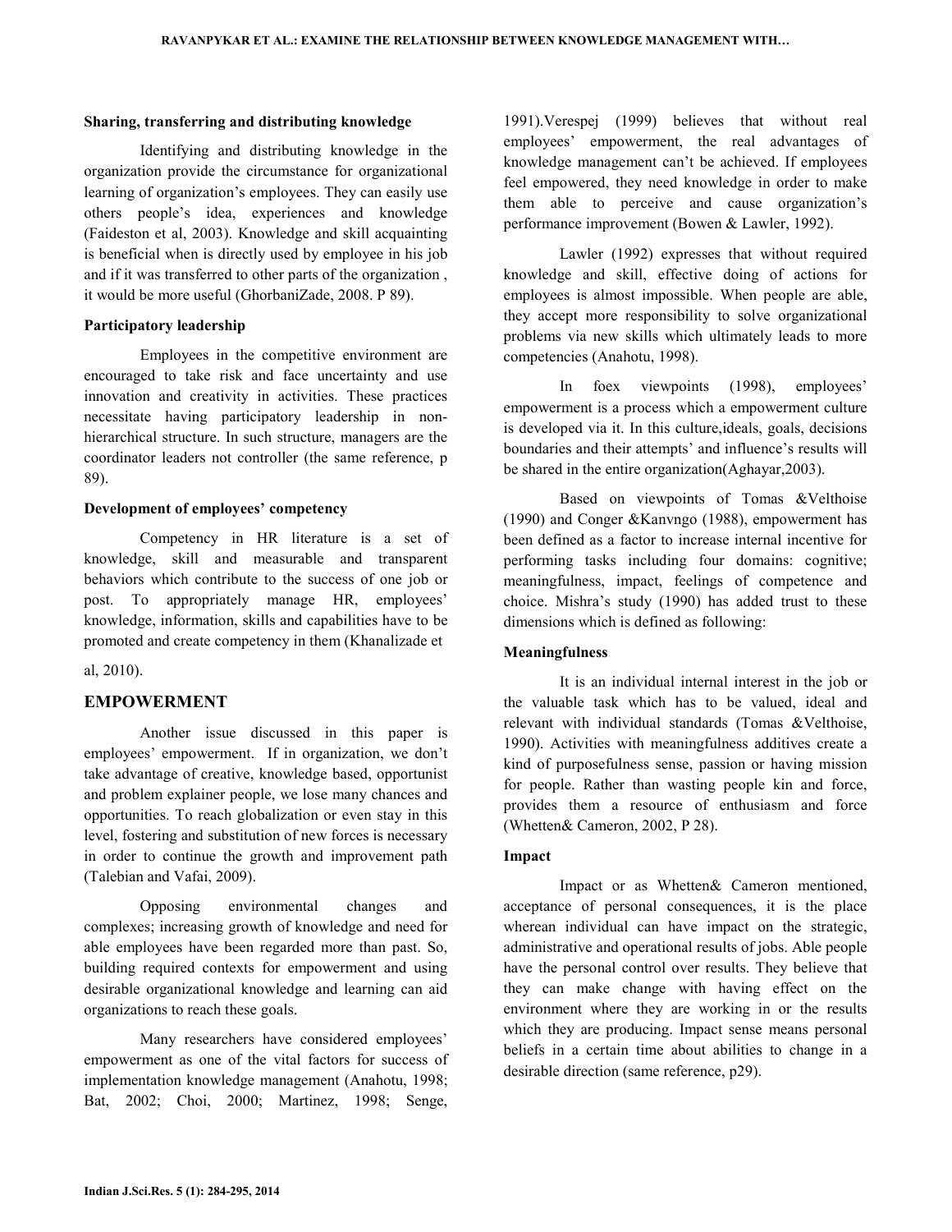### Sharing, transferring and distributing knowledge

Identifying and distributing knowledge in the organization provide the circumstance for organizational learning of organization's employees. They can easily use others people's idea, experiences and knowledge (Faideston et al, 2003). Knowledge and skill acquainting is beneficial when is directly used by employee in his job and if it was transferred to other parts of the organization , it would be more useful (GhorbaniZade, 2008. P 89).

### Participatory leadership

Employees in the competitive environment are encouraged to take risk and face uncertainty and use innovation and creativity in activities. These practices necessitate having participatory leadership in non-hierarchical structure. In such structure, managers are the coordinator leaders not controller (the same reference, p 89).

### Development of employees' competency

Competency in HR literature is a set of knowledge, skill and measurable and transparent behaviors which contribute to the success of one job or post. To appropriately manage HR, employees' knowledge, information, skills and capabilities have to be promoted and create competency in them (Khanalizade et al, 2010).

## EMPOWERMENT

Another issue discussed in this paper is employees' empowerment. If in organization, we don't take advantage of creative, knowledge based, opportunist and problem explainer people, we lose many chances and opportunities. To reach globalization or even stay in this level, fostering and substitution of new forces is necessary in order to continue the growth and improvement path (Talebian and Vafai, 2009).

Opposing environmental changes and complexes; increasing growth of knowledge and need for able employees have been regarded more than past. So, building required contexts for empowerment and using desirable organizational knowledge and learning can aid organizations to reach these goals.

Many researchers have considered employees' empowerment as one of the vital factors for success of implementation knowledge management (Anahotu, 1998; Bat, 2002; Choi, 2000; Martinez, 1998; Senge, 1991).Verespej (1999) believes that without real employees' empowerment, the real advantages of knowledge management can't be achieved. If employees feel empowered, they need knowledge in order to make them able to perceive and cause organization's performance improvement (Bowen & Lawler, 1992).

Lawler (1992) expresses that without required knowledge and skill, effective doing of actions for employees is almost impossible. When people are able, they accept more responsibility to solve organizational problems via new skills which ultimately leads to more competencies (Anahotu, 1998).

In foex viewpoints (1998), employees' empowerment is a process which a empowerment culture is developed via it. In this culture,ideals, goals, decisions boundaries and their attempts' and influence's results will be shared in the entire organization(Aghayar,2003).

Based on viewpoints of Tomas &Velthoise (1990) and Conger &Kanvngo (1988), empowerment has been defined as a factor to increase internal incentive for performing tasks including four domains: cognitive; meaningfulness, impact, feelings of competence and choice. Mishra's study (1990) has added trust to these dimensions which is defined as following:

### Meaningfulness

It is an individual internal interest in the job or the valuable task which has to be valued, ideal and relevant with individual standards (Tomas &Velthoise, 1990). Activities with meaningfulness additives create a kind of purposefulness sense, passion or having mission for people. Rather than wasting people kin and force, provides them a resource of enthusiasm and force (Whetten& Cameron, 2002, P 28).

### Impact

Impact or as Whetten& Cameron mentioned, acceptance of personal consequences, it is the place wherean individual can have impact on the strategic, administrative and operational results of jobs. Able people have the personal control over results. They believe that they can make change with having effect on the environment where they are working in or the results which they are producing. Impact sense means personal beliefs in a certain time about abilities to change in a desirable direction (same reference, p29).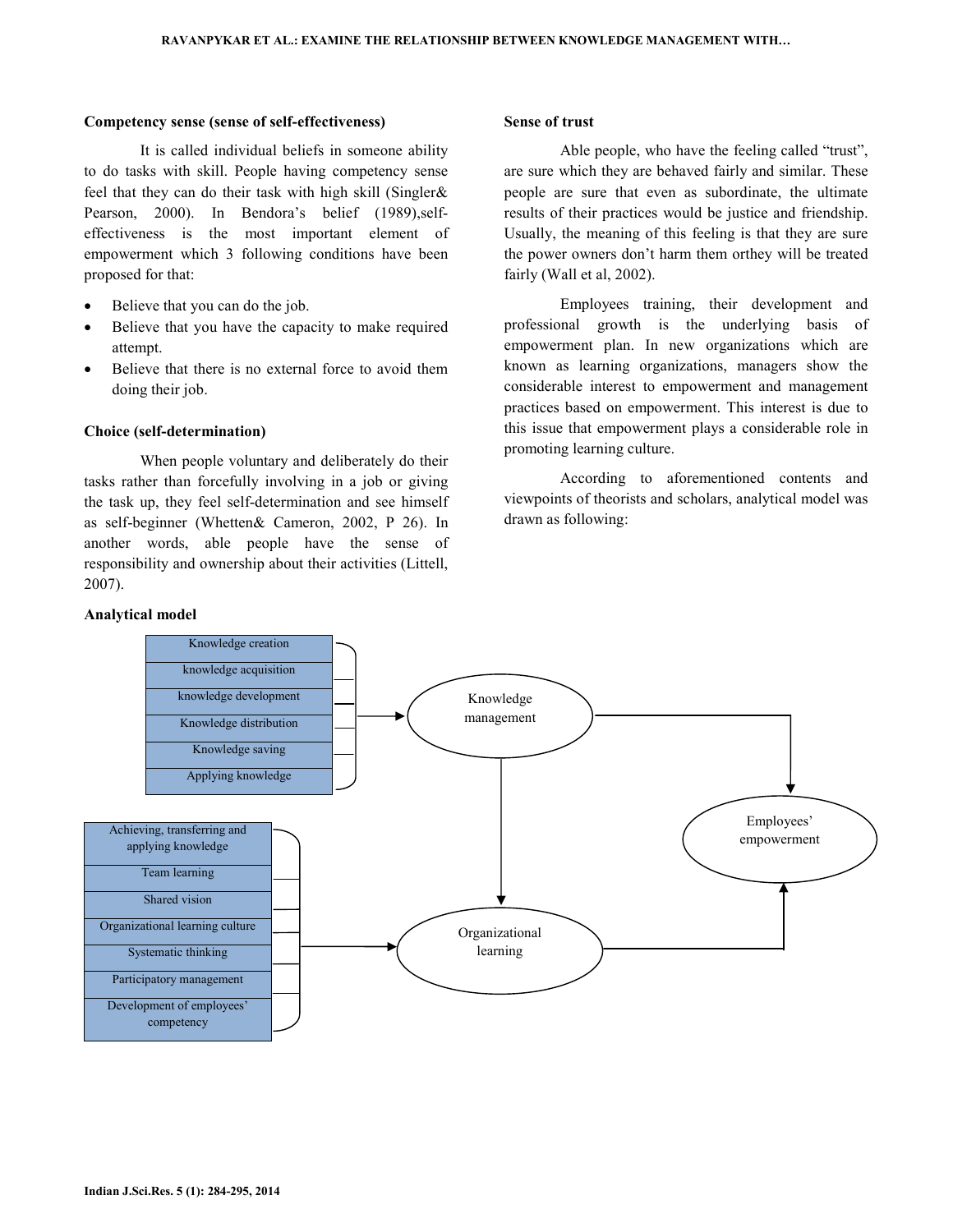**Competency sense (sense of self-effectiveness)**

It is called individual beliefs in someone ability to do tasks with skill. People having competency sense feel that they can do their task with high skill (Singler& Pearson, 2000). In Bendora's belief (1989),self-effectiveness is the most important element of empowerment which 3 following conditions have been proposed for that:

- Believe that you can do the job.
- Believe that you have the capacity to make required attempt.
- Believe that there is no external force to avoid them doing their job.

**Choice (self-determination)**

When people voluntary and deliberately do their tasks rather than forcefully involving in a job or giving the task up, they feel self-determination and see himself as self-beginner (Whetten& Cameron, 2002, P 26). In another words, able people have the sense of responsibility and ownership about their activities (Littell, 2007).

**Sense of trust**

Able people, who have the feeling called "trust", are sure which they are behaved fairly and similar. These people are sure that even as subordinate, the ultimate results of their practices would be justice and friendship. Usually, the meaning of this feeling is that they are sure the power owners don't harm them orthey will be treated fairly (Wall et al, 2002).

Employees training, their development and professional growth is the underlying basis of empowerment plan. In new organizations which are known as learning organizations, managers show the considerable interest to empowerment and management practices based on empowerment. This interest is due to this issue that empowerment plays a considerable role in promoting learning culture.

According to aforementioned contents and viewpoints of theorists and scholars, analytical model was drawn as following:

**Analytical model**

Knowledge creation
knowledge acquisition
knowledge development
Knowledge distribution
Knowledge saving
Applying knowledge

Knowledge management

Achieving, transferring and applying knowledge
Team learning
Shared vision
Organizational learning culture
Systematic thinking
Participatory management
Development of employees' competency

Organizational learning

Employees' empowerment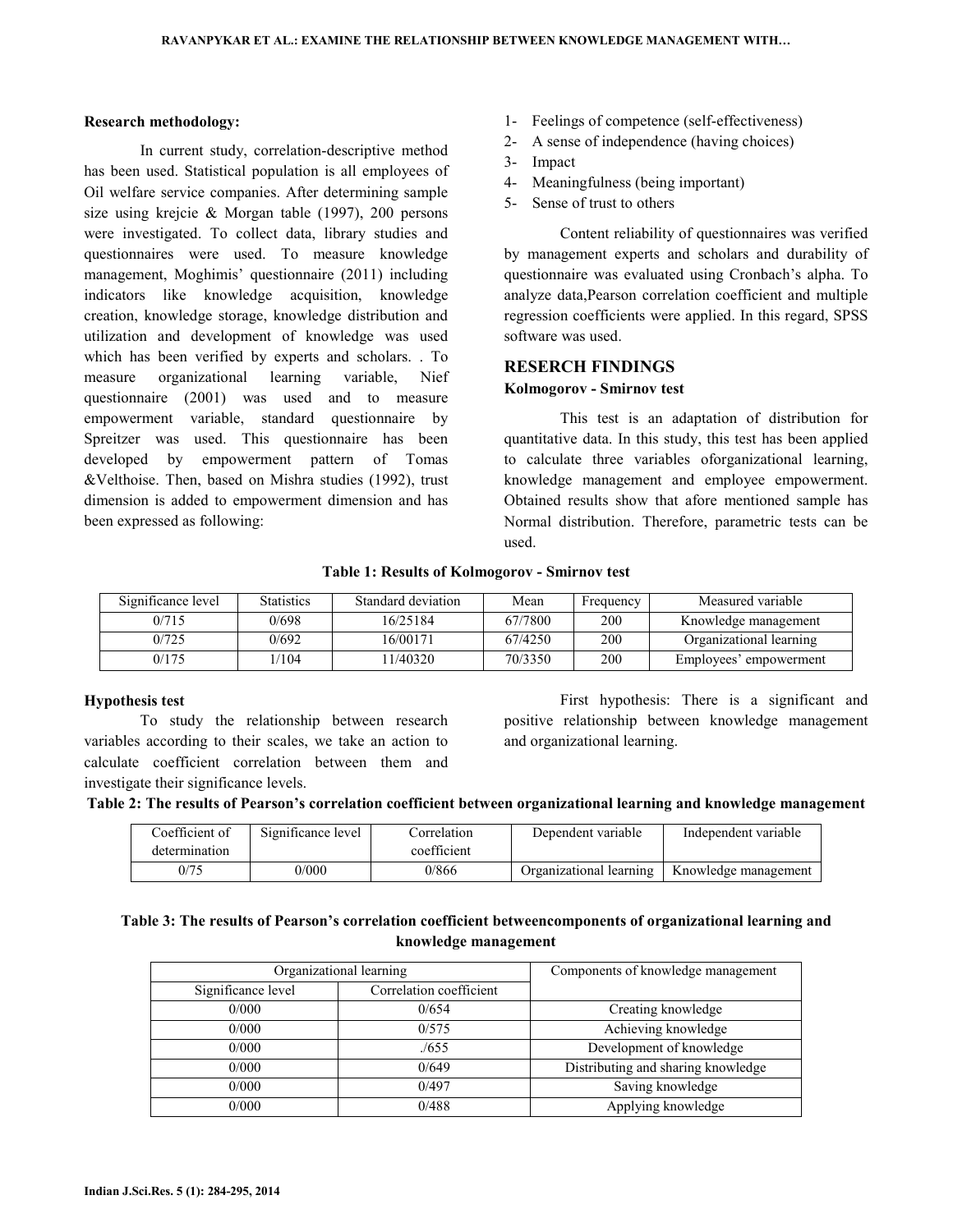**Research methodology:**

In current study, correlation-descriptive method has been used. Statistical population is all employees of Oil welfare service companies. After determining sample size using krejcie & Morgan table (1997), 200 persons were investigated. To collect data, library studies and questionnaires were used. To measure knowledge management, Moghimis' questionnaire (2011) including indicators like knowledge acquisition, knowledge creation, knowledge storage, knowledge distribution and utilization and development of knowledge was used which has been verified by experts and scholars. . To measure organizational learning variable, Nief questionnaire (2001) was used and to measure empowerment variable, standard questionnaire by Spreitzer was used. This questionnaire has been developed by empowerment pattern of Tomas &Velthoise. Then, based on Mishra studies (1992), trust dimension is added to empowerment dimension and has been expressed as following:

1- Feelings of competence (self-effectiveness)
2- A sense of independence (having choices)
3- Impact
4- Meaningfulness (being important)
5- Sense of trust to others

Content reliability of questionnaires was verified by management experts and scholars and durability of questionnaire was evaluated using Cronbach's alpha. To analyze data,Pearson correlation coefficient and multiple regression coefficients were applied. In this regard, SPSS software was used.

## RESERCH FINDINGS

### Kolmogorov - Smirnov test

This test is an adaptation of distribution for quantitative data. In this study, this test has been applied to calculate three variables oforganizational learning, knowledge management and employee empowerment. Obtained results show that afore mentioned sample has Normal distribution. Therefore, parametric tests can be used.

**Table 1: Results of Kolmogorov - Smirnov test**

| Significance level | Statistics | Standard deviation | Mean | Frequency | Measured variable |
|---|---|---|---|---|---|
| 0/715 | 0/698 | 16/25184 | 67/7800 | 200 | Knowledge management |
| 0/725 | 0/692 | 16/00171 | 67/4250 | 200 | Organizational learning |
| 0/175 | 1/104 | 11/40320 | 70/3350 | 200 | Employees' empowerment |

### Hypothesis test

To study the relationship between research variables according to their scales, we take an action to calculate coefficient correlation between them and investigate their significance levels.

First hypothesis: There is a significant and positive relationship between knowledge management and organizational learning.

**Table 2: The results of Pearson's correlation coefficient between organizational learning and knowledge management**

| Coefficient of determination | Significance level | Correlation coefficient | Dependent variable | Independent variable |
|---|---|---|---|---|
| 0/75 | 0/000 | 0/866 | Organizational learning | Knowledge management |

**Table 3: The results of Pearson's correlation coefficient betweencomponents of organizational learning and knowledge management**

| Organizational learning | | Components of knowledge management |
|---|---|---|
| Significance level | Correlation coefficient | |
| 0/000 | 0/654 | Creating knowledge |
| 0/000 | 0/575 | Achieving knowledge |
| 0/000 | ./655 | Development of knowledge |
| 0/000 | 0/649 | Distributing and sharing knowledge |
| 0/000 | 0/497 | Saving knowledge |
| 0/000 | 0/488 | Applying knowledge |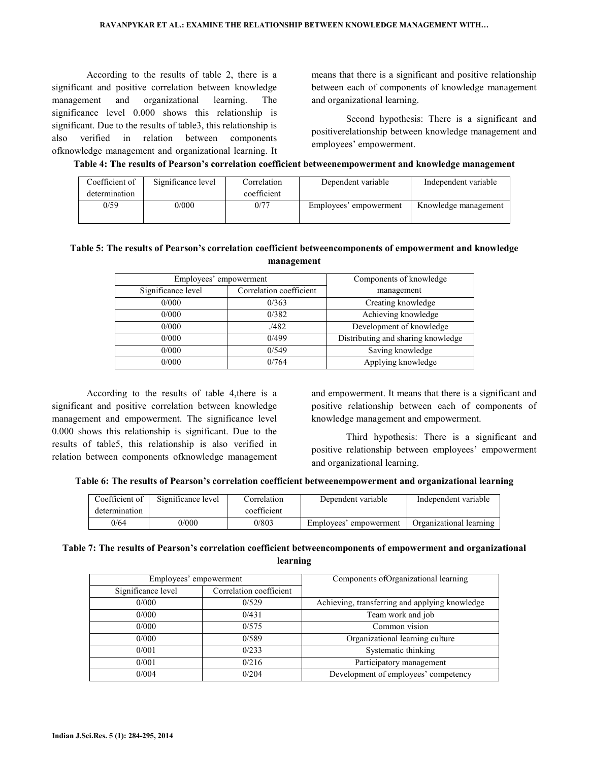According to the results of table 2, there is a significant and positive correlation between knowledge management and organizational learning. The significance level 0.000 shows this relationship is significant. Due to the results of table3, this relationship is also verified in relation between components ofknowledge management and organizational learning. It means that there is a significant and positive relationship between each of components of knowledge management and organizational learning.

Second hypothesis: There is a significant and positiverelationship between knowledge management and employees' empowerment.

**Table 4: The results of Pearson's correlation coefficient betweenempowerment and knowledge management**

| Coefficient of determination | Significance level | Correlation coefficient | Dependent variable | Independent variable |
|---|---|---|---|---|
| 0/59 | 0/000 | 0/77 | Employees' empowerment | Knowledge management |

**Table 5: The results of Pearson's correlation coefficient betweencomponents of empowerment and knowledge management**

| Employees' empowerment | | Components of knowledge management |
|---|---|---|
| Significance level | Correlation coefficient | |
| 0/000 | 0/363 | Creating knowledge |
| 0/000 | 0/382 | Achieving knowledge |
| 0/000 | ./482 | Development of knowledge |
| 0/000 | 0/499 | Distributing and sharing knowledge |
| 0/000 | 0/549 | Saving knowledge |
| 0/000 | 0/764 | Applying knowledge |

According to the results of table 4,there is a significant and positive correlation between knowledge management and empowerment. The significance level 0.000 shows this relationship is significant. Due to the results of table5, this relationship is also verified in relation between components ofknowledge management and empowerment. It means that there is a significant and positive relationship between each of components of knowledge management and empowerment.

Third hypothesis: There is a significant and positive relationship between employees' empowerment and organizational learning.

**Table 6: The results of Pearson's correlation coefficient betweenempowerment and organizational learning**

| Coefficient of determination | Significance level | Correlation coefficient | Dependent variable | Independent variable |
|---|---|---|---|---|
| 0/64 | 0/000 | 0/803 | Employees' empowerment | Organizational learning |

**Table 7: The results of Pearson's correlation coefficient betweencomponents of empowerment and organizational learning**

| Employees' empowerment | | Components ofOrganizational learning |
|---|---|---|
| Significance level | Correlation coefficient | |
| 0/000 | 0/529 | Achieving, transferring and applying knowledge |
| 0/000 | 0/431 | Team work and job |
| 0/000 | 0/575 | Common vision |
| 0/000 | 0/589 | Organizational learning culture |
| 0/001 | 0/233 | Systematic thinking |
| 0/001 | 0/216 | Participatory management |
| 0/004 | 0/204 | Development of employees' competency |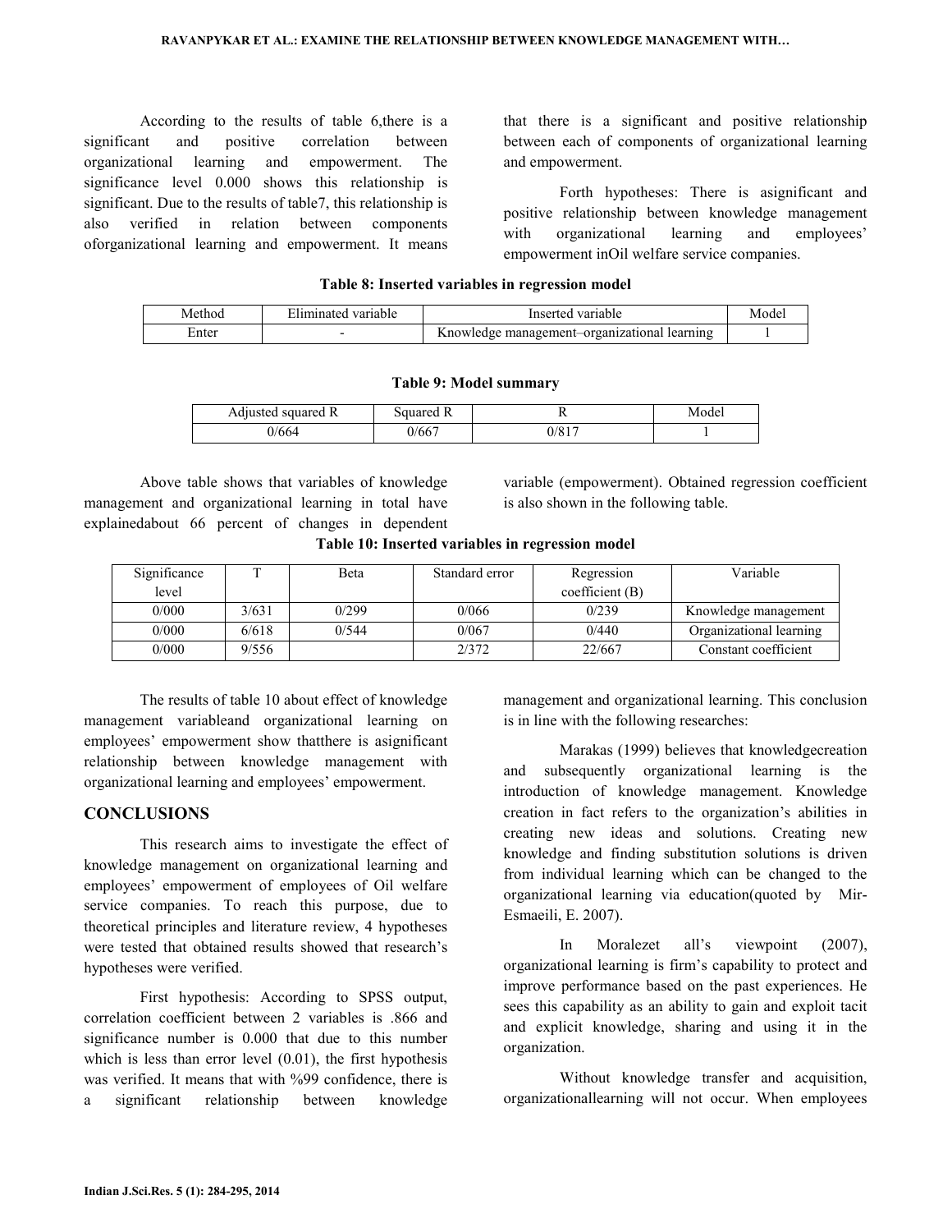According to the results of table 6,there is a significant and positive correlation between organizational learning and empowerment. The significance level 0.000 shows this relationship is significant. Due to the results of table7, this relationship is also verified in relation between components oforganizational learning and empowerment. It means that there is a significant and positive relationship between each of components of organizational learning and empowerment.

Forth hypotheses: There is asignificant and positive relationship between knowledge management with organizational learning and employees' empowerment inOil welfare service companies.

**Table 8: Inserted variables in regression model**

| Method | Eliminated variable | Inserted variable | Model |
|---|---|---|---|
| Enter | - | Knowledge management–organizational learning | 1 |

**Table 9: Model summary**

| Adjusted squared R | Squared R | R | Model |
|---|---|---|---|
| 0/664 | 0/667 | 0/817 | 1 |

Above table shows that variables of knowledge management and organizational learning in total have explainedabout 66 percent of changes in dependent variable (empowerment). Obtained regression coefficient is also shown in the following table.

**Table 10: Inserted variables in regression model**

| Significance level | T | Beta | Standard error | Regression coefficient (B) | Variable |
|---|---|---|---|---|---|
| 0/000 | 3/631 | 0/299 | 0/066 | 0/239 | Knowledge management |
| 0/000 | 6/618 | 0/544 | 0/067 | 0/440 | Organizational learning |
| 0/000 | 9/556 | | 2/372 | 22/667 | Constant coefficient |

The results of table 10 about effect of knowledge management variableand organizational learning on employees' empowerment show thatthere is asignificant relationship between knowledge management with organizational learning and employees' empowerment.

## CONCLUSIONS

This research aims to investigate the effect of knowledge management on organizational learning and employees' empowerment of employees of Oil welfare service companies. To reach this purpose, due to theoretical principles and literature review, 4 hypotheses were tested that obtained results showed that research's hypotheses were verified.

First hypothesis: According to SPSS output, correlation coefficient between 2 variables is .866 and significance number is 0.000 that due to this number which is less than error level (0.01), the first hypothesis was verified. It means that with %99 confidence, there is a significant relationship between knowledge management and organizational learning. This conclusion is in line with the following researches:

Marakas (1999) believes that knowledgecreation and subsequently organizational learning is the introduction of knowledge management. Knowledge creation in fact refers to the organization's abilities in creating new ideas and solutions. Creating new knowledge and finding substitution solutions is driven from individual learning which can be changed to the organizational learning via education(quoted by Mir-Esmaeili, E. 2007).

In Moralezet all's viewpoint (2007), organizational learning is firm's capability to protect and improve performance based on the past experiences. He sees this capability as an ability to gain and exploit tacit and explicit knowledge, sharing and using it in the organization.

Without knowledge transfer and acquisition, organizationallearning will not occur. When employees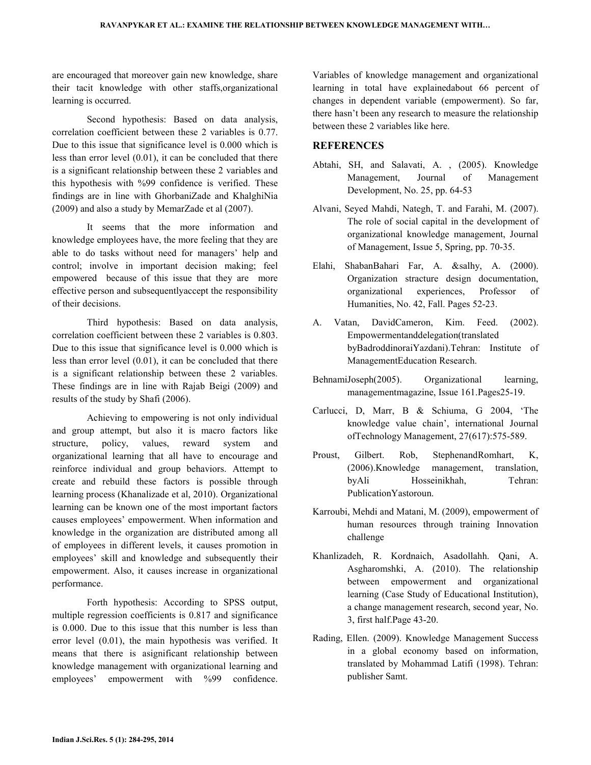are encouraged that moreover gain new knowledge, share their tacit knowledge with other staffs,organizational learning is occurred.

Second hypothesis: Based on data analysis, correlation coefficient between these 2 variables is 0.77. Due to this issue that significance level is 0.000 which is less than error level (0.01), it can be concluded that there is a significant relationship between these 2 variables and this hypothesis with %99 confidence is verified. These findings are in line with GhorbaniZade and KhalghiNia (2009) and also a study by MemarZade et al (2007).

It seems that the more information and knowledge employees have, the more feeling that they are able to do tasks without need for managers' help and control; involve in important decision making; feel empowered because of this issue that they are more effective person and subsequentlyaccept the responsibility of their decisions.

Third hypothesis: Based on data analysis, correlation coefficient between these 2 variables is 0.803. Due to this issue that significance level is 0.000 which is less than error level (0.01), it can be concluded that there is a significant relationship between these 2 variables. These findings are in line with Rajab Beigi (2009) and results of the study by Shafi (2006).

Achieving to empowering is not only individual and group attempt, but also it is macro factors like structure, policy, values, reward system and organizational learning that all have to encourage and reinforce individual and group behaviors. Attempt to create and rebuild these factors is possible through learning process (Khanalizade et al, 2010). Organizational learning can be known one of the most important factors causes employees' empowerment. When information and knowledge in the organization are distributed among all of employees in different levels, it causes promotion in employees' skill and knowledge and subsequently their empowerment. Also, it causes increase in organizational performance.

Forth hypothesis: According to SPSS output, multiple regression coefficients is 0.817 and significance is 0.000. Due to this issue that this number is less than error level (0.01), the main hypothesis was verified. It means that there is asignificant relationship between knowledge management with organizational learning and employees' empowerment with %99 confidence. Variables of knowledge management and organizational learning in total have explainedabout 66 percent of changes in dependent variable (empowerment). So far, there hasn't been any research to measure the relationship between these 2 variables like here.

## REFERENCES

Abtahi, SH, and Salavati, A. , (2005). Knowledge Management, Journal of Management Development, No. 25, pp. 64-53

Alvani, Seyed Mahdi, Nategh, T. and Farahi, M. (2007). The role of social capital in the development of organizational knowledge management, Journal of Management, Issue 5, Spring, pp. 70-35.

Elahi, ShabanBahari Far, A. &salhy, A. (2000). Organization stracture design documentation, organizational experiences, Professor of Humanities, No. 42, Fall. Pages 52-23.

A. Vatan, DavidCameron, Kim. Feed. (2002). Empowermentanddelegation(translated byBadroddinoraiYazdani).Tehran: Institute of ManagementEducation Research.

BehnamiJoseph(2005). Organizational learning, managementmagazine, Issue 161.Pages25-19.

Carlucci, D, Marr, B & Schiuma, G 2004, 'The knowledge value chain', international Journal ofTechnology Management, 27(617):575-589.

Proust, Gilbert. Rob, StephenandRomhart, K, (2006).Knowledge management, translation, byAli Hosseinikhah, Tehran: PublicationYastoroun.

Karroubi, Mehdi and Matani, M. (2009), empowerment of human resources through training Innovation challenge

Khanlizadeh, R. Kordnaich, Asadollahh. Qani, A. Asgharomshki, A. (2010). The relationship between empowerment and organizational learning (Case Study of Educational Institution), a change management research, second year, No. 3, first half.Page 43-20.

Rading, Ellen. (2009). Knowledge Management Success in a global economy based on information, translated by Mohammad Latifi (1998). Tehran: publisher Samt.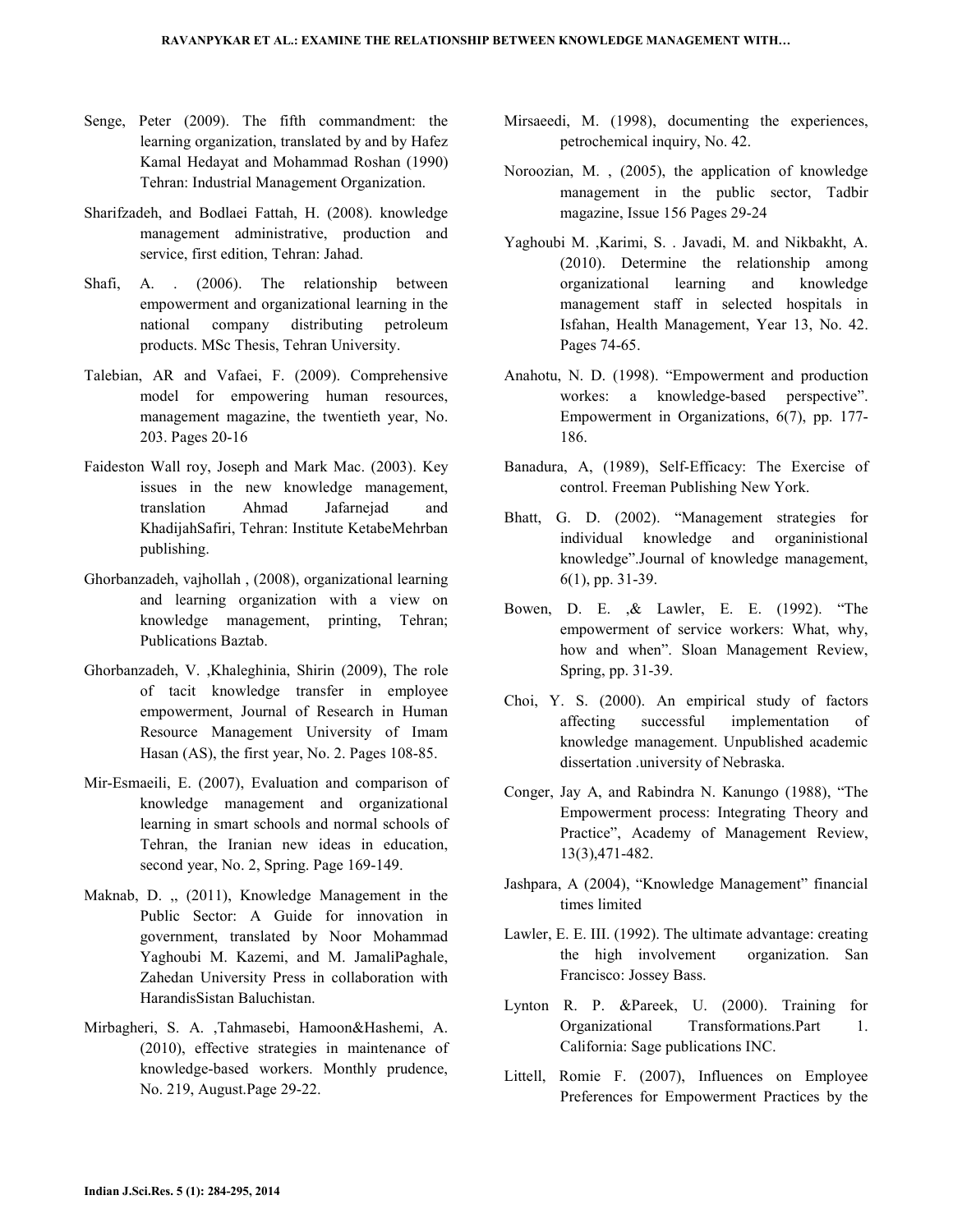Senge, Peter (2009). The fifth commandment: the learning organization, translated by and by Hafez Kamal Hedayat and Mohammad Roshan (1990) Tehran: Industrial Management Organization.

Sharifzadeh, and Bodlaei Fattah, H. (2008). knowledge management administrative, production and service, first edition, Tehran: Jahad.

Shafi, A. . (2006). The relationship between empowerment and organizational learning in the national company distributing petroleum products. MSc Thesis, Tehran University.

Talebian, AR and Vafaei, F. (2009). Comprehensive model for empowering human resources, management magazine, the twentieth year, No. 203. Pages 20-16

Faideston Wall roy, Joseph and Mark Mac. (2003). Key issues in the new knowledge management, translation Ahmad Jafarnejad and KhadijahSafiri, Tehran: Institute KetabeMehrban publishing.

Ghorbanzadeh, vajhollah , (2008), organizational learning and learning organization with a view on knowledge management, printing, Tehran; Publications Baztab.

Ghorbanzadeh, V. ,Khaleghinia, Shirin (2009), The role of tacit knowledge transfer in employee empowerment, Journal of Research in Human Resource Management University of Imam Hasan (AS), the first year, No. 2. Pages 108-85.

Mir-Esmaeili, E. (2007), Evaluation and comparison of knowledge management and organizational learning in smart schools and normal schools of Tehran, the Iranian new ideas in education, second year, No. 2, Spring. Page 169-149.

Maknab, D. ,, (2011), Knowledge Management in the Public Sector: A Guide for innovation in government, translated by Noor Mohammad Yaghoubi M. Kazemi, and M. JamaliPaghale, Zahedan University Press in collaboration with HarandisSistan Baluchistan.

Mirbagheri, S. A. ,Tahmasebi, Hamoon&Hashemi, A. (2010), effective strategies in maintenance of knowledge-based workers. Monthly prudence, No. 219, August.Page 29-22.

Mirsaeedi, M. (1998), documenting the experiences, petrochemical inquiry, No. 42.

Noroozian, M. , (2005), the application of knowledge management in the public sector, Tadbir magazine, Issue 156 Pages 29-24

Yaghoubi M. ,Karimi, S. . Javadi, M. and Nikbakht, A. (2010). Determine the relationship among organizational learning and knowledge management staff in selected hospitals in Isfahan, Health Management, Year 13, No. 42. Pages 74-65.

Anahotu, N. D. (1998). "Empowerment and production workes: a knowledge-based perspective". Empowerment in Organizations, 6(7), pp. 177-186.

Banadura, A, (1989), Self-Efficacy: The Exercise of control. Freeman Publishing New York.

Bhatt, G. D. (2002). "Management strategies for individual knowledge and organinistional knowledge".Journal of knowledge management, 6(1), pp. 31-39.

Bowen, D. E. ,& Lawler, E. E. (1992). "The empowerment of service workers: What, why, how and when". Sloan Management Review, Spring, pp. 31-39.

Choi, Y. S. (2000). An empirical study of factors affecting successful implementation of knowledge management. Unpublished academic dissertation .university of Nebraska.

Conger, Jay A, and Rabindra N. Kanungo (1988), "The Empowerment process: Integrating Theory and Practice", Academy of Management Review, 13(3),471-482.

Jashpara, A (2004), "Knowledge Management" financial times limited

Lawler, E. E. III. (1992). The ultimate advantage: creating the high involvement organization. San Francisco: Jossey Bass.

Lynton R. P. &Pareek, U. (2000). Training for Organizational Transformations.Part 1. California: Sage publications INC.

Littell, Romie F. (2007), Influences on Employee Preferences for Empowerment Practices by the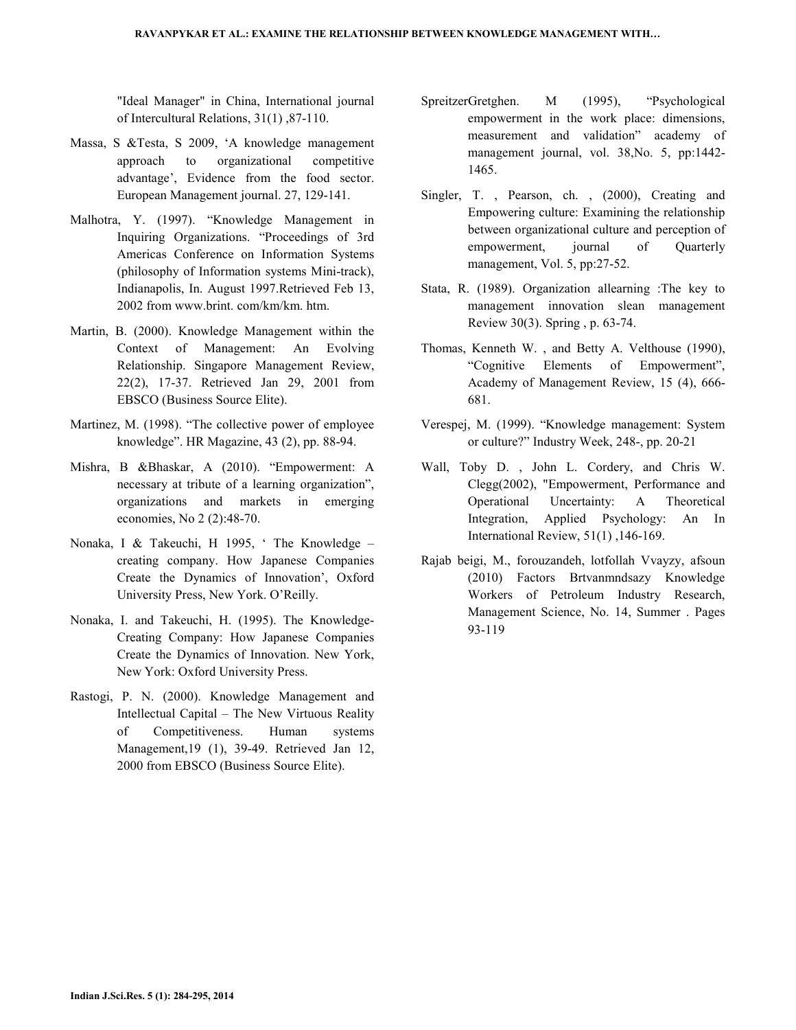"Ideal Manager" in China, International journal of Intercultural Relations, 31(1) ,87-110.

Massa, S &Testa, S 2009, 'A knowledge management approach to organizational competitive advantage', Evidence from the food sector. European Management journal. 27, 129-141.

Malhotra, Y. (1997). "Knowledge Management in Inquiring Organizations. "Proceedings of 3rd Americas Conference on Information Systems (philosophy of Information systems Mini-track), Indianapolis, In. August 1997.Retrieved Feb 13, 2002 from www.brint. com/km/km. htm.

Martin, B. (2000). Knowledge Management within the Context of Management: An Evolving Relationship. Singapore Management Review, 22(2), 17-37. Retrieved Jan 29, 2001 from EBSCO (Business Source Elite).

Martinez, M. (1998). "The collective power of employee knowledge". HR Magazine, 43 (2), pp. 88-94.

Mishra, B &Bhaskar, A (2010). "Empowerment: A necessary at tribute of a learning organization", organizations and markets in emerging economies, No 2 (2):48-70.

Nonaka, I & Takeuchi, H 1995, ' The Knowledge – creating company. How Japanese Companies Create the Dynamics of Innovation', Oxford University Press, New York. O'Reilly.

Nonaka, I. and Takeuchi, H. (1995). The Knowledge-Creating Company: How Japanese Companies Create the Dynamics of Innovation. New York, New York: Oxford University Press.

Rastogi, P. N. (2000). Knowledge Management and Intellectual Capital – The New Virtuous Reality of Competitiveness. Human systems Management,19 (1), 39-49. Retrieved Jan 12, 2000 from EBSCO (Business Source Elite).

SpreitzerGretghen. M (1995), "Psychological empowerment in the work place: dimensions, measurement and validation" academy of management journal, vol. 38,No. 5, pp:1442-1465.

Singler, T. , Pearson, ch. , (2000), Creating and Empowering culture: Examining the relationship between organizational culture and perception of empowerment, journal of Quarterly management, Vol. 5, pp:27-52.

Stata, R. (1989). Organization allearning :The key to management innovation slean management Review 30(3). Spring , p. 63-74.

Thomas, Kenneth W. , and Betty A. Velthouse (1990), "Cognitive Elements of Empowerment", Academy of Management Review, 15 (4), 666-681.

Verespej, M. (1999). "Knowledge management: System or culture?" Industry Week, 248-, pp. 20-21

Wall, Toby D. , John L. Cordery, and Chris W. Clegg(2002), "Empowerment, Performance and Operational Uncertainty: A Theoretical Integration, Applied Psychology: An In International Review, 51(1) ,146-169.

Rajab beigi, M., forouzandeh, lotfollah Vvayzy, afsoun (2010) Factors Brtvanmndsazy Knowledge Workers of Petroleum Industry Research, Management Science, No. 14, Summer . Pages 93-119